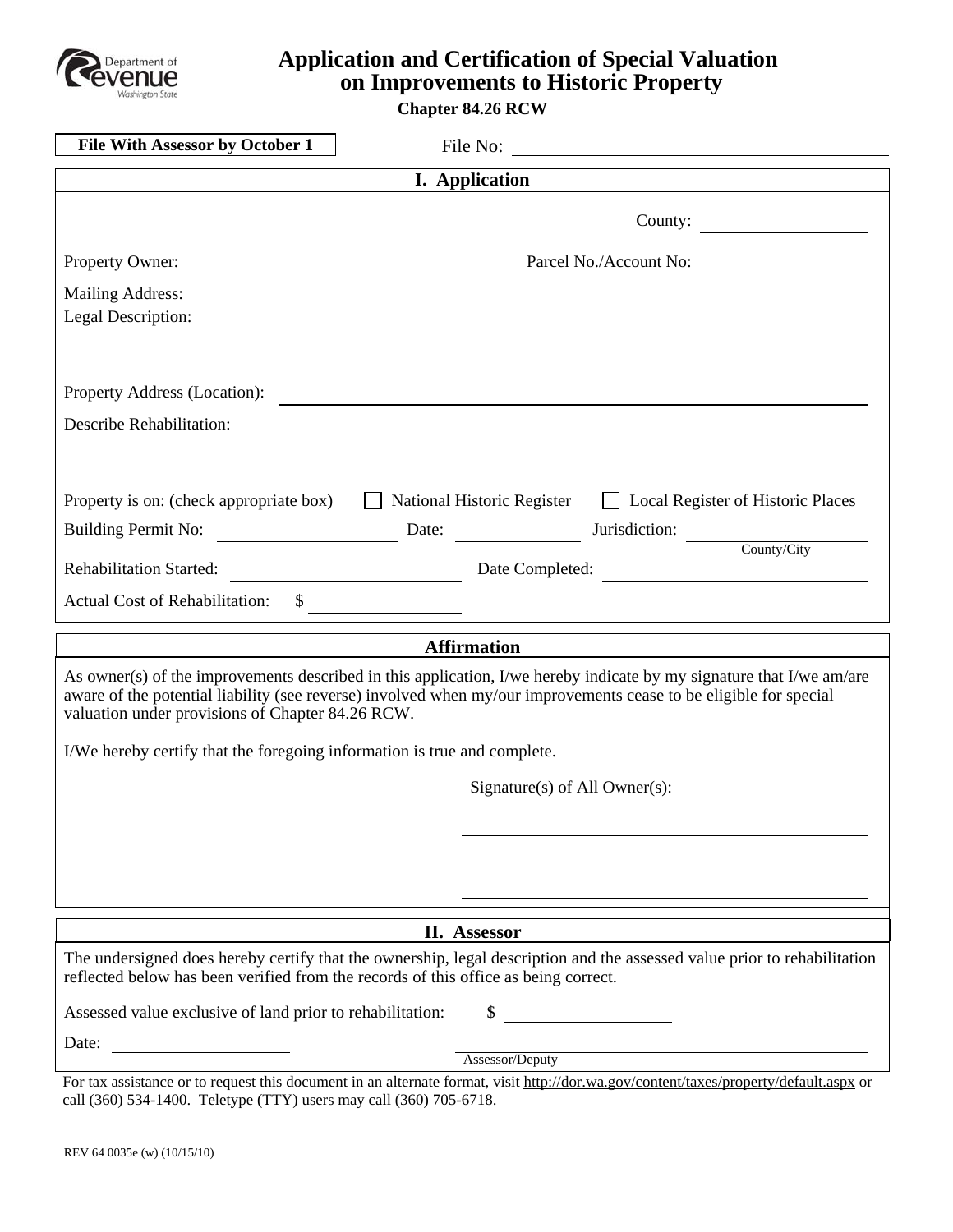Department of Revenue Washington State

# Application and Certification of Special Valuation on Improvements to Historic Property

**Chapter 84.26 RCW**

**File With Assessor by October 1**

File No: ______________________

## I. Application

County: ______________

Property Owner: ______________________ Parcel No./Account No: ______________

Mailing Address: ______________________________________________

Legal Description:

Property Address (Location): ______________________________________________

Describe Rehabilitation:

Property is on: (check appropriate box) ☐ National Historic Register ☐ Local Register of Historic Places

Building Permit No: ______________ Date: __________ Jurisdiction: ______________ (County/City)

Rehabilitation Started: ______________ Date Completed: ______________

Actual Cost of Rehabilitation: $ ______________

## Affirmation

As owner(s) of the improvements described in this application, I/we hereby indicate by my signature that I/we am/are aware of the potential liability (see reverse) involved when my/our improvements cease to be eligible for special valuation under provisions of Chapter 84.26 RCW.

I/We hereby certify that the foregoing information is true and complete.

Signature(s) of All Owner(s):

______________________________

______________________________

______________________________

## II. Assessor

The undersigned does hereby certify that the ownership, legal description and the assessed value prior to rehabilitation reflected below has been verified from the records of this office as being correct.

Assessed value exclusive of land prior to rehabilitation: $ ______________

Date: ______________ ______________________________ Assessor/Deputy

For tax assistance or to request this document in an alternate format, visit http://dor.wa.gov/content/taxes/property/default.aspx or call (360) 534-1400. Teletype (TTY) users may call (360) 705-6718.

REV 64 0035e (w) (10/15/10)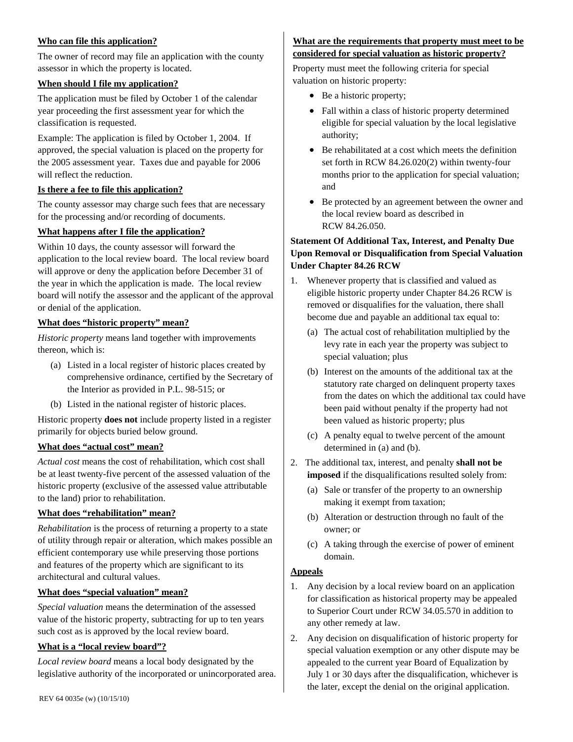**Who can file this application?**

The owner of record may file an application with the county assessor in which the property is located.

**When should I file my application?**

The application must be filed by October 1 of the calendar year proceeding the first assessment year for which the classification is requested.

Example: The application is filed by October 1, 2004. If approved, the special valuation is placed on the property for the 2005 assessment year. Taxes due and payable for 2006 will reflect the reduction.

**Is there a fee to file this application?**

The county assessor may charge such fees that are necessary for the processing and/or recording of documents.

**What happens after I file the application?**

Within 10 days, the county assessor will forward the application to the local review board. The local review board will approve or deny the application before December 31 of the year in which the application is made. The local review board will notify the assessor and the applicant of the approval or denial of the application.

**What does "historic property" mean?**

*Historic property* means land together with improvements thereon, which is:

(a) Listed in a local register of historic places created by comprehensive ordinance, certified by the Secretary of the Interior as provided in P.L. 98-515; or

(b) Listed in the national register of historic places.

Historic property **does not** include property listed in a register primarily for objects buried below ground.

**What does "actual cost" mean?**

*Actual cost* means the cost of rehabilitation, which cost shall be at least twenty-five percent of the assessed valuation of the historic property (exclusive of the assessed value attributable to the land) prior to rehabilitation.

**What does "rehabilitation" mean?**

*Rehabilitation* is the process of returning a property to a state of utility through repair or alteration, which makes possible an efficient contemporary use while preserving those portions and features of the property which are significant to its architectural and cultural values.

**What does "special valuation" mean?**

*Special valuation* means the determination of the assessed value of the historic property, subtracting for up to ten years such cost as is approved by the local review board.

**What is a "local review board"?**

*Local review board* means a local body designated by the legislative authority of the incorporated or unincorporated area.

**What are the requirements that property must meet to be considered for special valuation as historic property?**

Property must meet the following criteria for special valuation on historic property:

- Be a historic property;
- Fall within a class of historic property determined eligible for special valuation by the local legislative authority;
- Be rehabilitated at a cost which meets the definition set forth in RCW 84.26.020(2) within twenty-four months prior to the application for special valuation; and
- Be protected by an agreement between the owner and the local review board as described in RCW 84.26.050.

**Statement Of Additional Tax, Interest, and Penalty Due Upon Removal or Disqualification from Special Valuation Under Chapter 84.26 RCW**

1. Whenever property that is classified and valued as eligible historic property under Chapter 84.26 RCW is removed or disqualifies for the valuation, there shall become due and payable an additional tax equal to:

   (a) The actual cost of rehabilitation multiplied by the levy rate in each year the property was subject to special valuation; plus

   (b) Interest on the amounts of the additional tax at the statutory rate charged on delinquent property taxes from the dates on which the additional tax could have been paid without penalty if the property had not been valued as historic property; plus

   (c) A penalty equal to twelve percent of the amount determined in (a) and (b).

2. The additional tax, interest, and penalty **shall not be imposed** if the disqualifications resulted solely from:

   (a) Sale or transfer of the property to an ownership making it exempt from taxation;

   (b) Alteration or destruction through no fault of the owner; or

   (c) A taking through the exercise of power of eminent domain.

**Appeals**

1. Any decision by a local review board on an application for classification as historical property may be appealed to Superior Court under RCW 34.05.570 in addition to any other remedy at law.

2. Any decision on disqualification of historic property for special valuation exemption or any other dispute may be appealed to the current year Board of Equalization by July 1 or 30 days after the disqualification, whichever is the later, except the denial on the original application.

REV 64 0035e (w) (10/15/10)